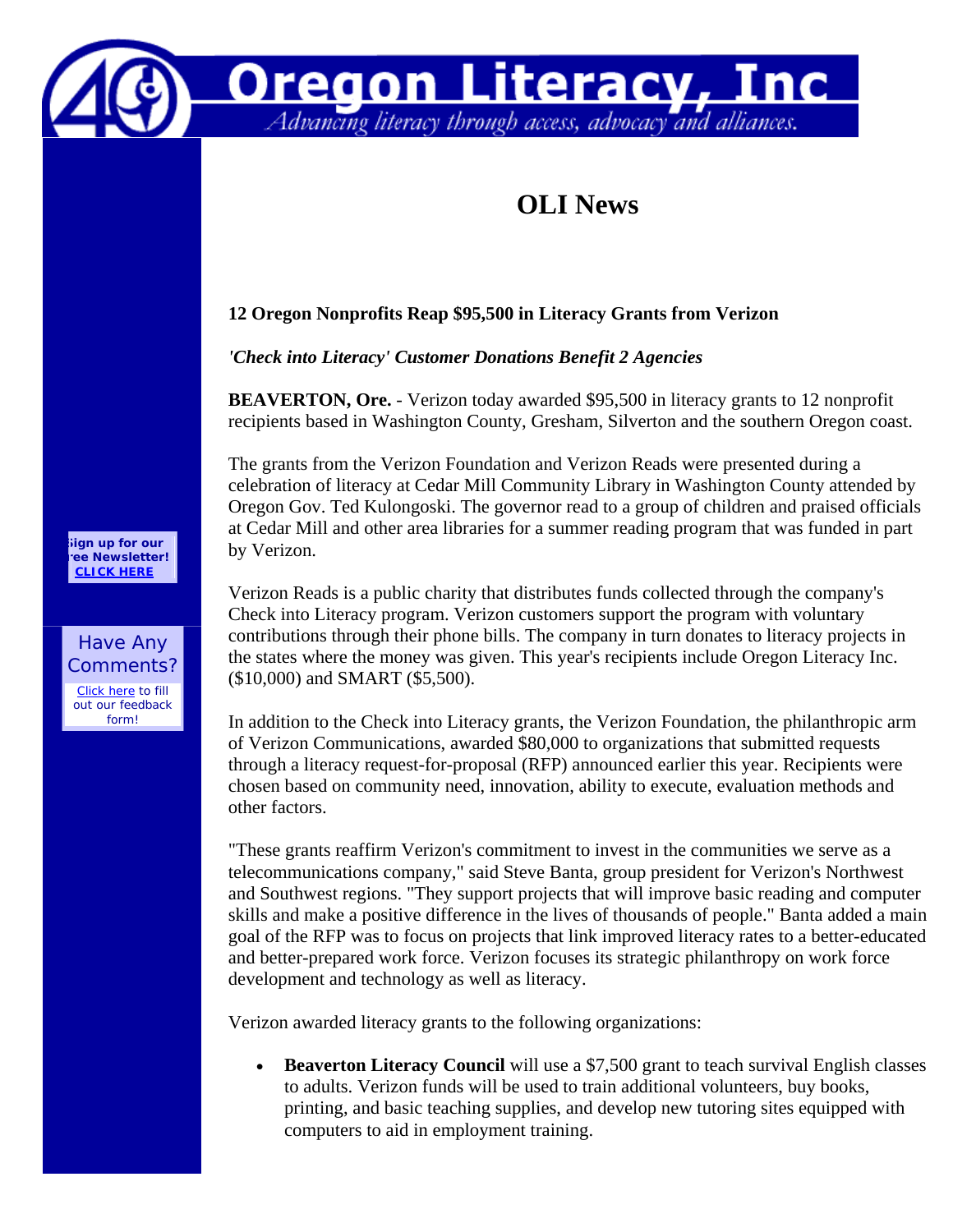# Oregon Literacy, Inc

*Advancing literacy through access, advocacy and alliances.*

Sign up for our Free Newsletter! CLICK HERE

Have Any Comments? Click here to fill out our feedback form!

## OLI News

**12 Oregon Nonprofits Reap $95,500 in Literacy Grants from Verizon**

***'Check into Literacy' Customer Donations Benefit 2 Agencies***

**BEAVERTON, Ore.** - Verizon today awarded $95,500 in literacy grants to 12 nonprofit recipients based in Washington County, Gresham, Silverton and the southern Oregon coast.

The grants from the Verizon Foundation and Verizon Reads were presented during a celebration of literacy at Cedar Mill Community Library in Washington County attended by Oregon Gov. Ted Kulongoski. The governor read to a group of children and praised officials at Cedar Mill and other area libraries for a summer reading program that was funded in part by Verizon.

Verizon Reads is a public charity that distributes funds collected through the company's Check into Literacy program. Verizon customers support the program with voluntary contributions through their phone bills. The company in turn donates to literacy projects in the states where the money was given. This year's recipients include Oregon Literacy Inc. ($10,000) and SMART ($5,500).

In addition to the Check into Literacy grants, the Verizon Foundation, the philanthropic arm of Verizon Communications, awarded $80,000 to organizations that submitted requests through a literacy request-for-proposal (RFP) announced earlier this year. Recipients were chosen based on community need, innovation, ability to execute, evaluation methods and other factors.

"These grants reaffirm Verizon's commitment to invest in the communities we serve as a telecommunications company," said Steve Banta, group president for Verizon's Northwest and Southwest regions. "They support projects that will improve basic reading and computer skills and make a positive difference in the lives of thousands of people." Banta added a main goal of the RFP was to focus on projects that link improved literacy rates to a better-educated and better-prepared work force. Verizon focuses its strategic philanthropy on work force development and technology as well as literacy.

Verizon awarded literacy grants to the following organizations:

- **Beaverton Literacy Council** will use a $7,500 grant to teach survival English classes to adults. Verizon funds will be used to train additional volunteers, buy books, printing, and basic teaching supplies, and develop new tutoring sites equipped with computers to aid in employment training.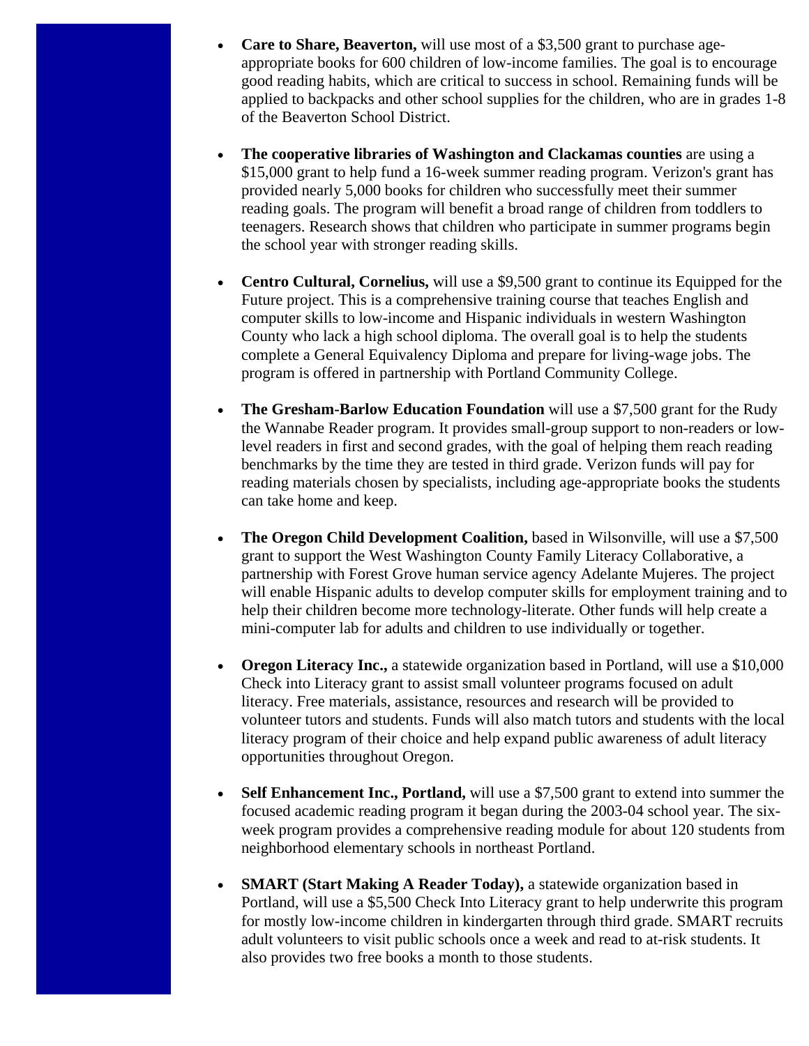- **Care to Share, Beaverton,** will use most of a $3,500 grant to purchase age-appropriate books for 600 children of low-income families. The goal is to encourage good reading habits, which are critical to success in school. Remaining funds will be applied to backpacks and other school supplies for the children, who are in grades 1-8 of the Beaverton School District.

- **The cooperative libraries of Washington and Clackamas counties** are using a $15,000 grant to help fund a 16-week summer reading program. Verizon's grant has provided nearly 5,000 books for children who successfully meet their summer reading goals. The program will benefit a broad range of children from toddlers to teenagers. Research shows that children who participate in summer programs begin the school year with stronger reading skills.

- **Centro Cultural, Cornelius,** will use a $9,500 grant to continue its Equipped for the Future project. This is a comprehensive training course that teaches English and computer skills to low-income and Hispanic individuals in western Washington County who lack a high school diploma. The overall goal is to help the students complete a General Equivalency Diploma and prepare for living-wage jobs. The program is offered in partnership with Portland Community College.

- **The Gresham-Barlow Education Foundation** will use a $7,500 grant for the Rudy the Wannabe Reader program. It provides small-group support to non-readers or low-level readers in first and second grades, with the goal of helping them reach reading benchmarks by the time they are tested in third grade. Verizon funds will pay for reading materials chosen by specialists, including age-appropriate books the students can take home and keep.

- **The Oregon Child Development Coalition,** based in Wilsonville, will use a $7,500 grant to support the West Washington County Family Literacy Collaborative, a partnership with Forest Grove human service agency Adelante Mujeres. The project will enable Hispanic adults to develop computer skills for employment training and to help their children become more technology-literate. Other funds will help create a mini-computer lab for adults and children to use individually or together.

- **Oregon Literacy Inc.,** a statewide organization based in Portland, will use a $10,000 Check into Literacy grant to assist small volunteer programs focused on adult literacy. Free materials, assistance, resources and research will be provided to volunteer tutors and students. Funds will also match tutors and students with the local literacy program of their choice and help expand public awareness of adult literacy opportunities throughout Oregon.

- **Self Enhancement Inc., Portland,** will use a $7,500 grant to extend into summer the focused academic reading program it began during the 2003-04 school year. The six-week program provides a comprehensive reading module for about 120 students from neighborhood elementary schools in northeast Portland.

- **SMART (Start Making A Reader Today),** a statewide organization based in Portland, will use a $5,500 Check Into Literacy grant to help underwrite this program for mostly low-income children in kindergarten through third grade. SMART recruits adult volunteers to visit public schools once a week and read to at-risk students. It also provides two free books a month to those students.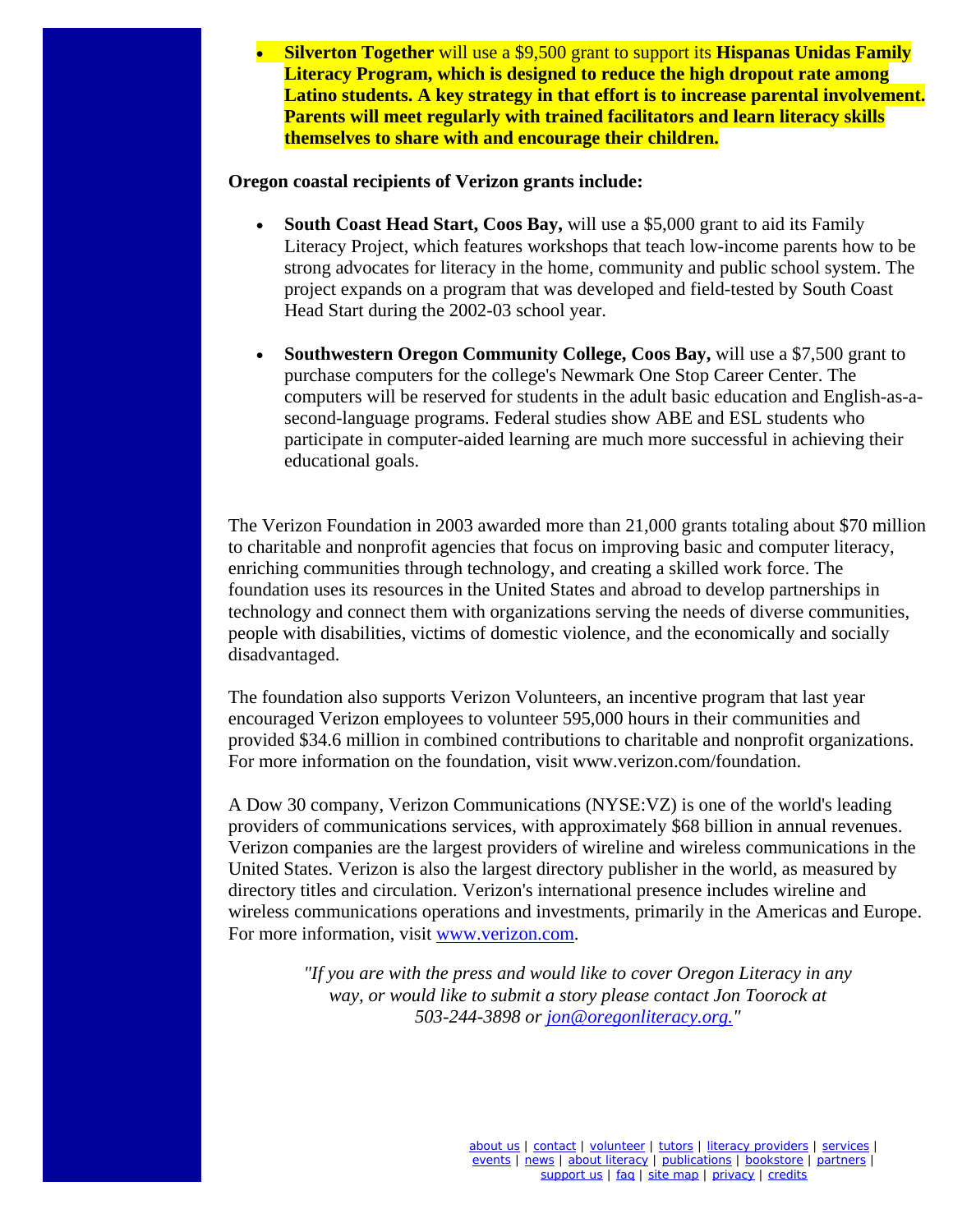- **Silverton Together** will use a $9,500 grant to support its **Hispanas Unidas Family Literacy Program, which is designed to reduce the high dropout rate among Latino students. A key strategy in that effort is to increase parental involvement. Parents will meet regularly with trained facilitators and learn literacy skills themselves to share with and encourage their children.**

**Oregon coastal recipients of Verizon grants include:**

- **South Coast Head Start, Coos Bay,** will use a $5,000 grant to aid its Family Literacy Project, which features workshops that teach low-income parents how to be strong advocates for literacy in the home, community and public school system. The project expands on a program that was developed and field-tested by South Coast Head Start during the 2002-03 school year.

- **Southwestern Oregon Community College, Coos Bay,** will use a $7,500 grant to purchase computers for the college's Newmark One Stop Career Center. The computers will be reserved for students in the adult basic education and English-as-a-second-language programs. Federal studies show ABE and ESL students who participate in computer-aided learning are much more successful in achieving their educational goals.

The Verizon Foundation in 2003 awarded more than 21,000 grants totaling about $70 million to charitable and nonprofit agencies that focus on improving basic and computer literacy, enriching communities through technology, and creating a skilled work force. The foundation uses its resources in the United States and abroad to develop partnerships in technology and connect them with organizations serving the needs of diverse communities, people with disabilities, victims of domestic violence, and the economically and socially disadvantaged.

The foundation also supports Verizon Volunteers, an incentive program that last year encouraged Verizon employees to volunteer 595,000 hours in their communities and provided $34.6 million in combined contributions to charitable and nonprofit organizations. For more information on the foundation, visit www.verizon.com/foundation.

A Dow 30 company, Verizon Communications (NYSE:VZ) is one of the world's leading providers of communications services, with approximately $68 billion in annual revenues. Verizon companies are the largest providers of wireline and wireless communications in the United States. Verizon is also the largest directory publisher in the world, as measured by directory titles and circulation. Verizon's international presence includes wireline and wireless communications operations and investments, primarily in the Americas and Europe. For more information, visit www.verizon.com.

*"If you are with the press and would like to cover Oregon Literacy in any way, or would like to submit a story please contact Jon Toorock at 503-244-3898 or jon@oregonliteracy.org."*

about us | contact | volunteer | tutors | literacy providers | services | events | news | about literacy | publications | bookstore | partners | support us | faq | site map | privacy | credits